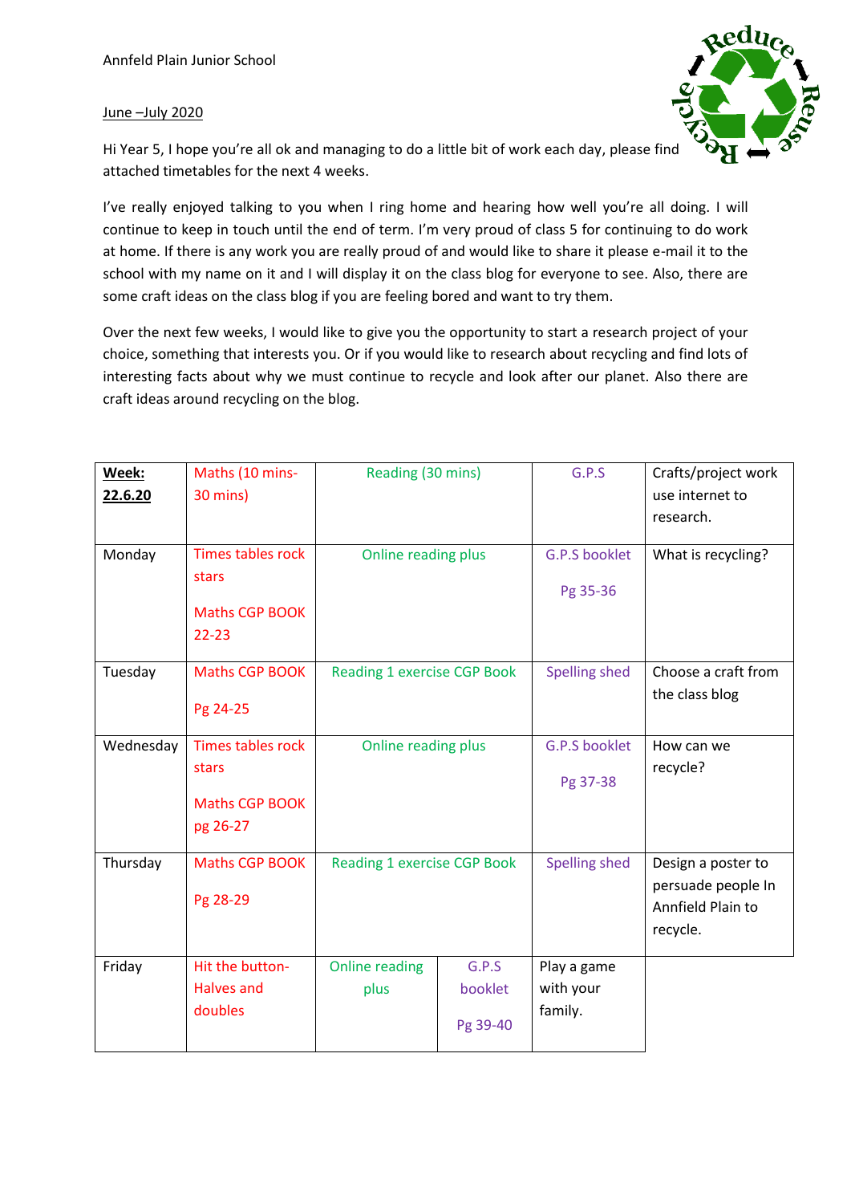Annfeld Plain Junior School

June –July 2020

Hi Year 5, I hope you're all ok and managing to do a little bit of work each day, please find attached timetables for the next 4 weeks.

I've really enjoyed talking to you when I ring home and hearing how well you're all doing. I will continue to keep in touch until the end of term. I'm very proud of class 5 for continuing to do work at home. If there is any work you are really proud of and would like to share it please e-mail it to the school with my name on it and I will display it on the class blog for everyone to see. Also, there are some craft ideas on the class blog if you are feeling bored and want to try them.

Over the next few weeks, I would like to give you the opportunity to start a research project of your choice, something that interests you. Or if you would like to research about recycling and find lots of interesting facts about why we must continue to recycle and look after our planet. Also there are craft ideas around recycling on the blog.

| **Week: 22.6.20** | Maths (10 mins- 30 mins) | Reading (30 mins) | G.P.S | Crafts/project work use internet to research. |
|---|---|---|---|---|
| Monday | Times tables rock stars<br>Maths CGP BOOK 22-23 | Online reading plus | G.P.S booklet<br>Pg 35-36 | What is recycling? |
| Tuesday | Maths CGP BOOK<br>Pg 24-25 | Reading 1 exercise CGP Book | Spelling shed | Choose a craft from the class blog |
| Wednesday | Times tables rock stars<br>Maths CGP BOOK pg 26-27 | Online reading plus | G.P.S booklet<br>Pg 37-38 | How can we recycle? |
| Thursday | Maths CGP BOOK<br>Pg 28-29 | Reading 1 exercise CGP Book | Spelling shed | Design a poster to persuade people In Annfield Plain to recycle. |
| Friday | Hit the button- Halves and doubles | Online reading plus | G.P.S booklet<br>Pg 39-40 | Play a game with your family. |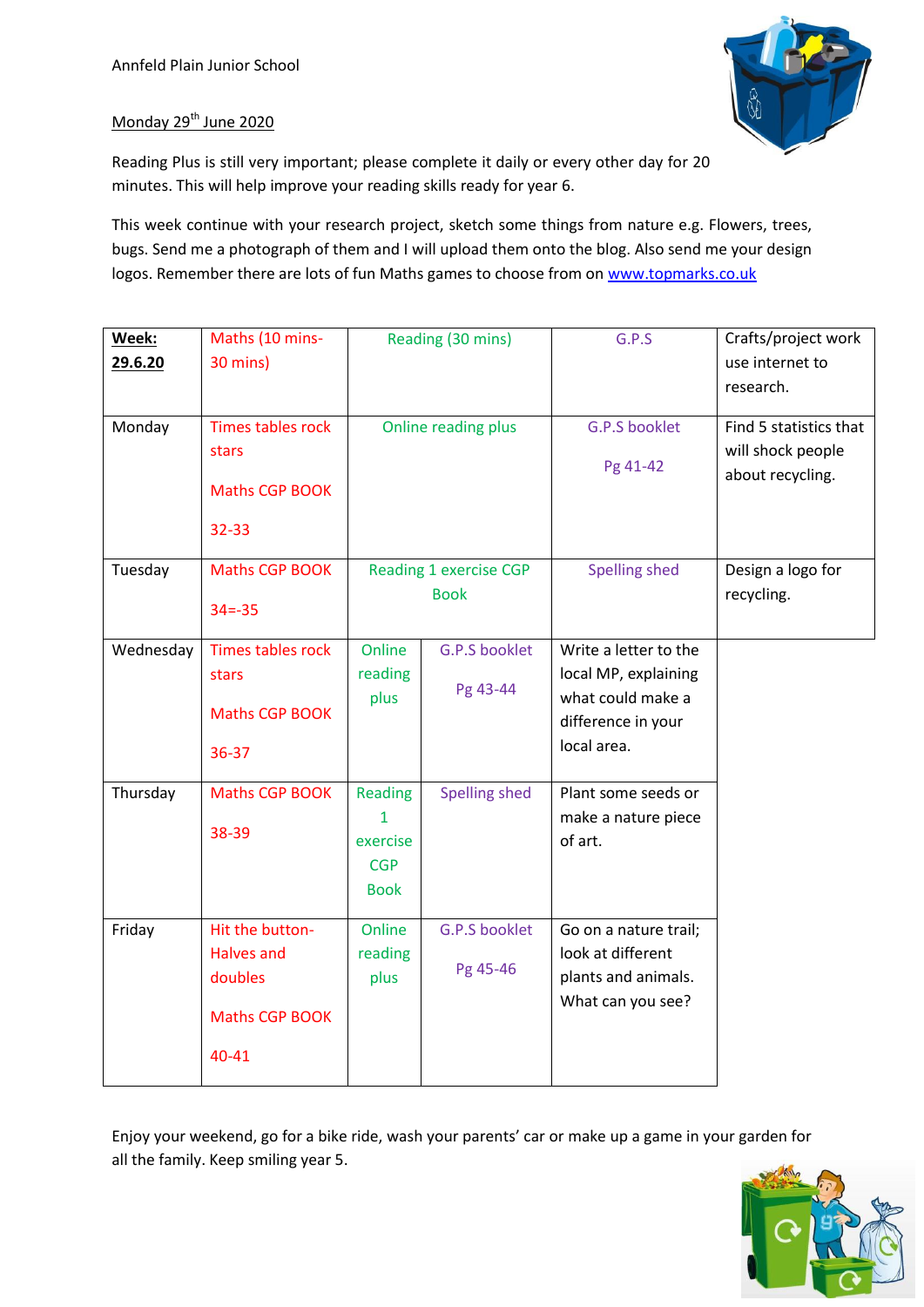Annfeld Plain Junior School

Monday 29th June 2020

Reading Plus is still very important; please complete it daily or every other day for 20 minutes. This will help improve your reading skills ready for year 6.

This week continue with your research project, sketch some things from nature e.g. Flowers, trees, bugs. Send me a photograph of them and I will upload them onto the blog. Also send me your design logos. Remember there are lots of fun Maths games to choose from on www.topmarks.co.uk

| **Week: 29.6.20** | Maths (10 mins-30 mins) | Reading (30 mins) | G.P.S | Crafts/project work use internet to research. |
|---|---|---|---|---|
| Monday | Times tables rock stars<br><br>Maths CGP BOOK<br><br>32-33 | Online reading plus | G.P.S booklet<br><br>Pg 41-42 | Find 5 statistics that will shock people about recycling. |
| Tuesday | Maths CGP BOOK<br><br>34=-35 | Reading 1 exercise CGP Book | Spelling shed | Design a logo for recycling. |
| Wednesday | Times tables rock stars<br><br>Maths CGP BOOK<br><br>36-37 | Online reading plus | G.P.S booklet<br><br>Pg 43-44 | Write a letter to the local MP, explaining what could make a difference in your local area. |
| Thursday | Maths CGP BOOK<br><br>38-39 | Reading 1 exercise CGP Book | Spelling shed | Plant some seeds or make a nature piece of art. |
| Friday | Hit the button- Halves and doubles<br><br>Maths CGP BOOK<br><br>40-41 | Online reading plus | G.P.S booklet<br><br>Pg 45-46 | Go on a nature trail; look at different plants and animals. What can you see? |

Enjoy your weekend, go for a bike ride, wash your parents' car or make up a game in your garden for all the family. Keep smiling year 5.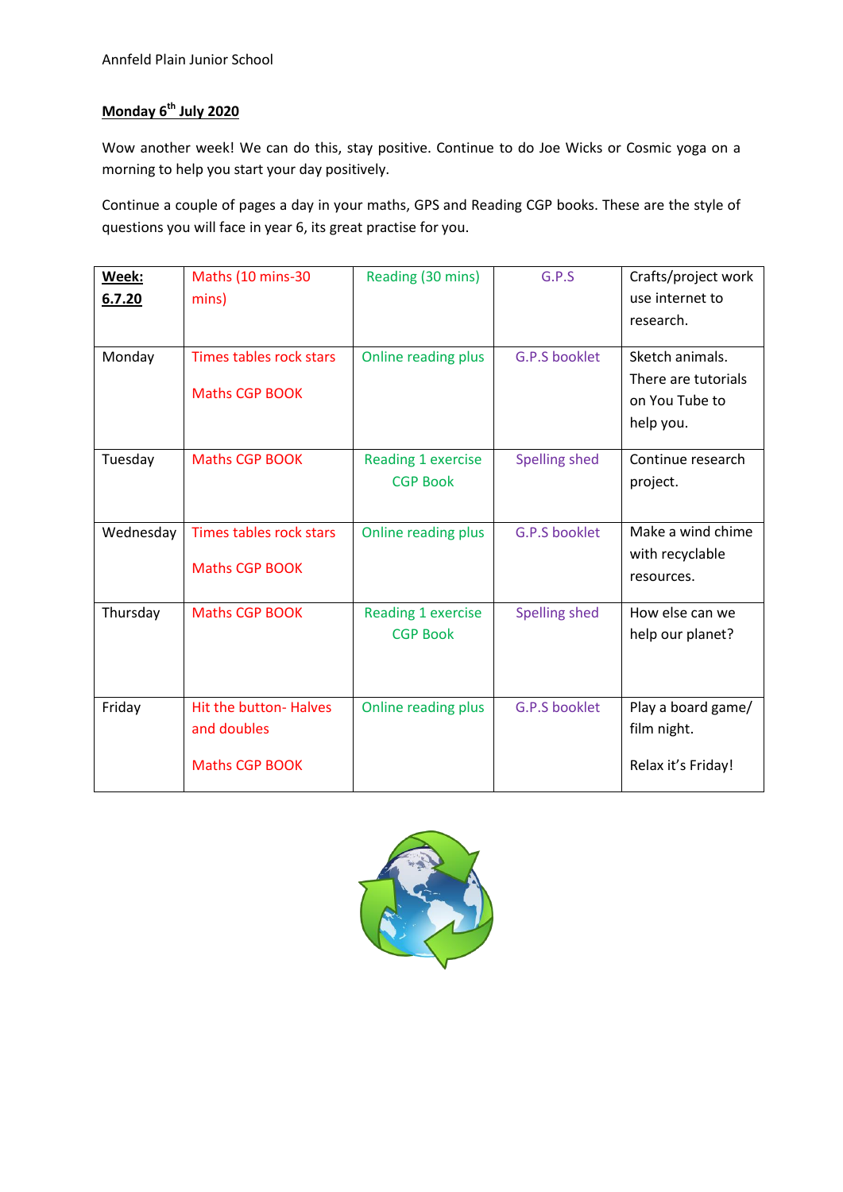Annfeld Plain Junior School

**Monday 6th July 2020**

Wow another week! We can do this, stay positive. Continue to do Joe Wicks or Cosmic yoga on a morning to help you start your day positively.

Continue a couple of pages a day in your maths, GPS and Reading CGP books. These are the style of questions you will face in year 6, its great practise for you.

| **Week: 6.7.20** | Maths (10 mins-30 mins) | Reading (30 mins) | G.P.S | Crafts/project work use internet to research. |
|---|---|---|---|---|
| Monday | Times tables rock stars<br><br>Maths CGP BOOK | Online reading plus | G.P.S booklet | Sketch animals. There are tutorials on You Tube to help you. |
| Tuesday | Maths CGP BOOK | Reading 1 exercise CGP Book | Spelling shed | Continue research project. |
| Wednesday | Times tables rock stars<br><br>Maths CGP BOOK | Online reading plus | G.P.S booklet | Make a wind chime with recyclable resources. |
| Thursday | Maths CGP BOOK | Reading 1 exercise CGP Book | Spelling shed | How else can we help our planet? |
| Friday | Hit the button- Halves and doubles<br><br>Maths CGP BOOK | Online reading plus | G.P.S booklet | Play a board game/ film night.<br><br>Relax it's Friday! |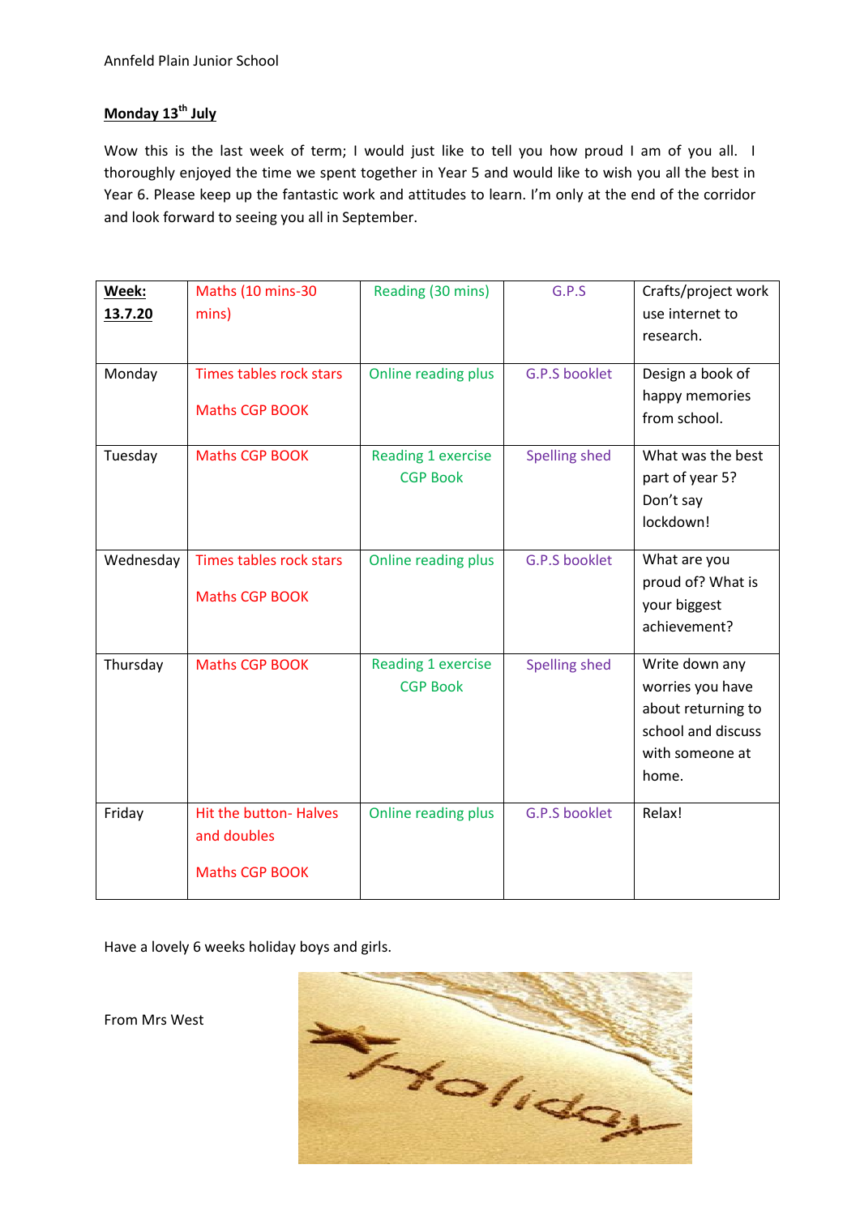Annfeld Plain Junior School

**Monday 13th July**

Wow this is the last week of term; I would just like to tell you how proud I am of you all. I thoroughly enjoyed the time we spent together in Year 5 and would like to wish you all the best in Year 6. Please keep up the fantastic work and attitudes to learn. I'm only at the end of the corridor and look forward to seeing you all in September.

| **Week: 13.7.20** | Maths (10 mins-30 mins) | Reading (30 mins) | G.P.S | Crafts/project work use internet to research. |
|---|---|---|---|---|
| Monday | Times tables rock stars<br><br>Maths CGP BOOK | Online reading plus | G.P.S booklet | Design a book of happy memories from school. |
| Tuesday | Maths CGP BOOK | Reading 1 exercise CGP Book | Spelling shed | What was the best part of year 5? Don't say lockdown! |
| Wednesday | Times tables rock stars<br><br>Maths CGP BOOK | Online reading plus | G.P.S booklet | What are you proud of? What is your biggest achievement? |
| Thursday | Maths CGP BOOK | Reading 1 exercise CGP Book | Spelling shed | Write down any worries you have about returning to school and discuss with someone at home. |
| Friday | Hit the button- Halves and doubles<br><br>Maths CGP BOOK | Online reading plus | G.P.S booklet | Relax! |

Have a lovely 6 weeks holiday boys and girls.

From Mrs West